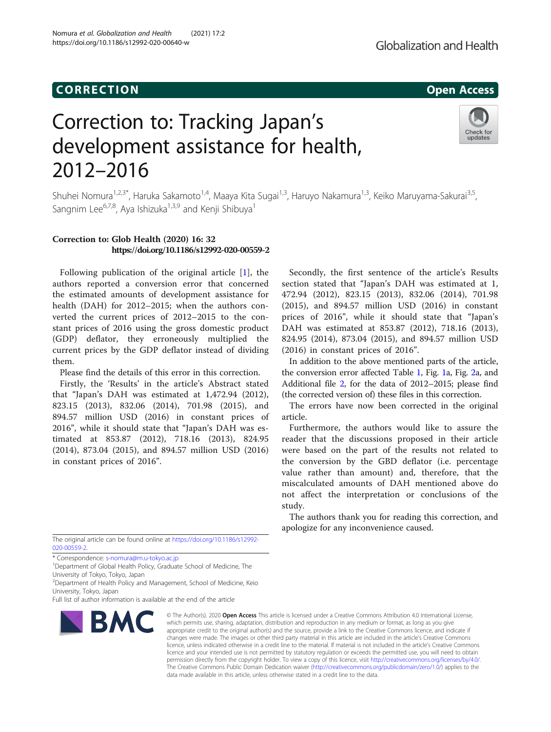**CORRECTION** **Open Access**

# Correction to: Tracking Japan's development assistance for health, 2012–2016

Shuhei Nomura[1,2,3*], Haruka Sakamoto[1,4], Maaya Kita Sugai[1,3], Haruyo Nakamura[1,3], Keiko Maruyama-Sakurai[3,5], Sangnim Lee[6,7,8], Aya Ishizuka[1,3,9] and Kenji Shibuya[1]

**Correction to: Glob Health (2020) 16: 32**
**https://doi.org/10.1186/s12992-020-00559-2**

Following publication of the original article [1], the authors reported a conversion error that concerned the estimated amounts of development assistance for health (DAH) for 2012–2015; when the authors converted the current prices of 2012–2015 to the constant prices of 2016 using the gross domestic product (GDP) deflator, they erroneously multiplied the current prices by the GDP deflator instead of dividing them.

Please find the details of this error in this correction.

Firstly, the 'Results' in the article's Abstract stated that "Japan's DAH was estimated at 1,472.94 (2012), 823.15 (2013), 832.06 (2014), 701.98 (2015), and 894.57 million USD (2016) in constant prices of 2016", while it should state that "Japan's DAH was estimated at 853.87 (2012), 718.16 (2013), 824.95 (2014), 873.04 (2015), and 894.57 million USD (2016) in constant prices of 2016".

Secondly, the first sentence of the article's Results section stated that "Japan's DAH was estimated at 1, 472.94 (2012), 823.15 (2013), 832.06 (2014), 701.98 (2015), and 894.57 million USD (2016) in constant prices of 2016", while it should state that "Japan's DAH was estimated at 853.87 (2012), 718.16 (2013), 824.95 (2014), 873.04 (2015), and 894.57 million USD (2016) in constant prices of 2016".

In addition to the above mentioned parts of the article, the conversion error affected Table 1, Fig. 1a, Fig. 2a, and Additional file 2, for the data of 2012–2015; please find (the corrected version of) these files in this correction.

The errors have now been corrected in the original article.

Furthermore, the authors would like to assure the reader that the discussions proposed in their article were based on the part of the results not related to the conversion by the GBD deflator (i.e. percentage value rather than amount) and, therefore, that the miscalculated amounts of DAH mentioned above do not affect the interpretation or conclusions of the study.

The authors thank you for reading this correction, and apologize for any inconvenience caused.

The original article can be found online at https://doi.org/10.1186/s12992-020-00559-2.

\* Correspondence: s-nomura@m.u-tokyo.ac.jp
[1]Department of Global Health Policy, Graduate School of Medicine, The University of Tokyo, Tokyo, Japan
[2]Department of Health Policy and Management, School of Medicine, Keio University, Tokyo, Japan
Full list of author information is available at the end of the article

© The Author(s). 2020 **Open Access** This article is licensed under a Creative Commons Attribution 4.0 International License, which permits use, sharing, adaptation, distribution and reproduction in any medium or format, as long as you give appropriate credit to the original author(s) and the source, provide a link to the Creative Commons licence, and indicate if changes were made. The images or other third party material in this article are included in the article's Creative Commons licence, unless indicated otherwise in a credit line to the material. If material is not included in the article's Creative Commons licence and your intended use is not permitted by statutory regulation or exceeds the permitted use, you will need to obtain permission directly from the copyright holder. To view a copy of this licence, visit http://creativecommons.org/licenses/by/4.0/. The Creative Commons Public Domain Dedication waiver (http://creativecommons.org/publicdomain/zero/1.0/) applies to the data made available in this article, unless otherwise stated in a credit line to the data.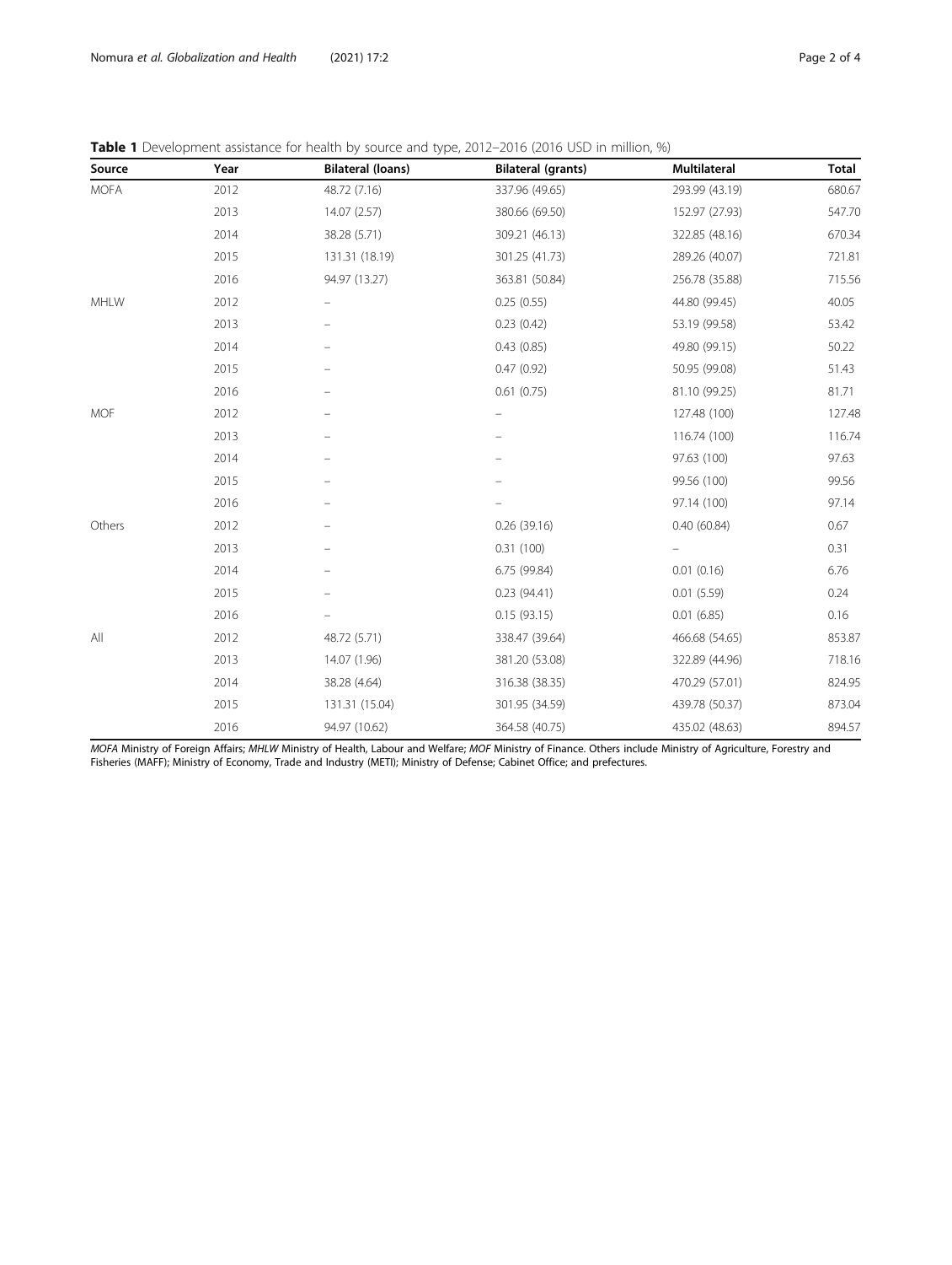**Table 1** Development assistance for health by source and type, 2012–2016 (2016 USD in million, %)

| Source | Year | Bilateral (loans) | Bilateral (grants) | Multilateral | Total |
|---|---|---|---|---|---|
| MOFA | 2012 | 48.72 (7.16) | 337.96 (49.65) | 293.99 (43.19) | 680.67 |
| | 2013 | 14.07 (2.57) | 380.66 (69.50) | 152.97 (27.93) | 547.70 |
| | 2014 | 38.28 (5.71) | 309.21 (46.13) | 322.85 (48.16) | 670.34 |
| | 2015 | 131.31 (18.19) | 301.25 (41.73) | 289.26 (40.07) | 721.81 |
| | 2016 | 94.97 (13.27) | 363.81 (50.84) | 256.78 (35.88) | 715.56 |
| MHLW | 2012 | – | 0.25 (0.55) | 44.80 (99.45) | 40.05 |
| | 2013 | – | 0.23 (0.42) | 53.19 (99.58) | 53.42 |
| | 2014 | – | 0.43 (0.85) | 49.80 (99.15) | 50.22 |
| | 2015 | – | 0.47 (0.92) | 50.95 (99.08) | 51.43 |
| | 2016 | – | 0.61 (0.75) | 81.10 (99.25) | 81.71 |
| MOF | 2012 | – | – | 127.48 (100) | 127.48 |
| | 2013 | – | – | 116.74 (100) | 116.74 |
| | 2014 | – | – | 97.63 (100) | 97.63 |
| | 2015 | – | – | 99.56 (100) | 99.56 |
| | 2016 | – | – | 97.14 (100) | 97.14 |
| Others | 2012 | – | 0.26 (39.16) | 0.40 (60.84) | 0.67 |
| | 2013 | – | 0.31 (100) | – | 0.31 |
| | 2014 | – | 6.75 (99.84) | 0.01 (0.16) | 6.76 |
| | 2015 | – | 0.23 (94.41) | 0.01 (5.59) | 0.24 |
| | 2016 | – | 0.15 (93.15) | 0.01 (6.85) | 0.16 |
| All | 2012 | 48.72 (5.71) | 338.47 (39.64) | 466.68 (54.65) | 853.87 |
| | 2013 | 14.07 (1.96) | 381.20 (53.08) | 322.89 (44.96) | 718.16 |
| | 2014 | 38.28 (4.64) | 316.38 (38.35) | 470.29 (57.01) | 824.95 |
| | 2015 | 131.31 (15.04) | 301.95 (34.59) | 439.78 (50.37) | 873.04 |
| | 2016 | 94.97 (10.62) | 364.58 (40.75) | 435.02 (48.63) | 894.57 |

*MOFA* Ministry of Foreign Affairs; *MHLW* Ministry of Health, Labour and Welfare; *MOF* Ministry of Finance. Others include Ministry of Agriculture, Forestry and Fisheries (MAFF); Ministry of Economy, Trade and Industry (METI); Ministry of Defense; Cabinet Office; and prefectures.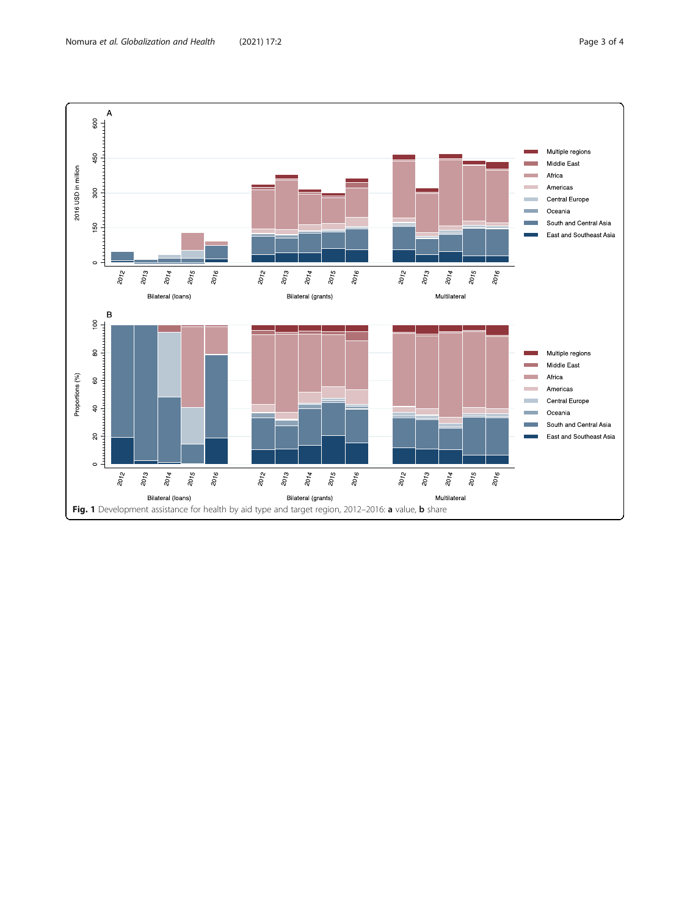Fig. 1 Development assistance for health by aid type and target region, 2012–2016: **a** value, **b** share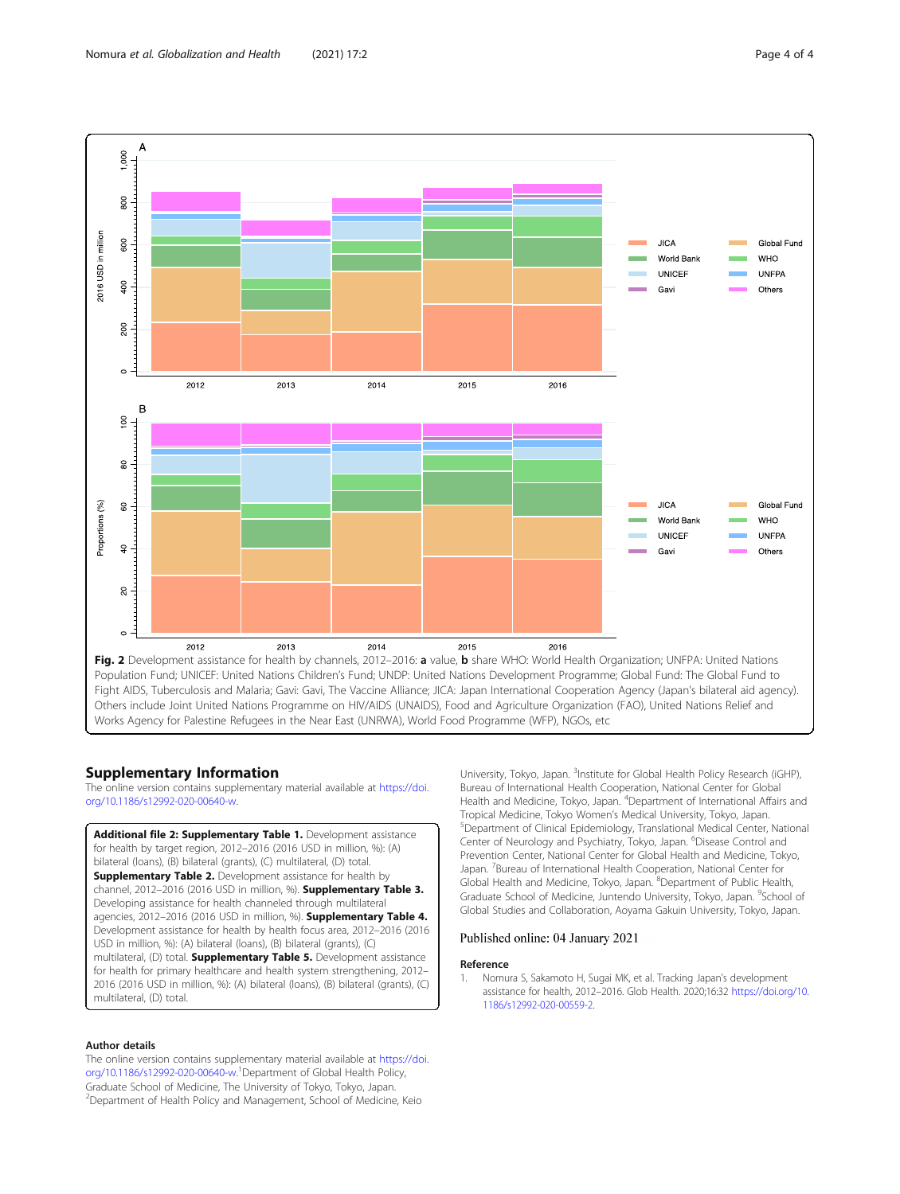A

2016 USD in million

0
200
400
600
800
1,000

2012
2013
2014
2015
2016

JICA
Global Fund
World Bank
WHO
UNICEF
UNFPA
Gavi
Others

B

Proportions (%)

0
20
40
60
80
100

2012
2013
2014
2015
2016

JICA
Global Fund
World Bank
WHO
UNICEF
UNFPA
Gavi
Others

**Fig. 2** Development assistance for health by channels, 2012–2016: **a** value, **b** share WHO: World Health Organization; UNFPA: United Nations Population Fund; UNICEF: United Nations Children's Fund; UNDP: United Nations Development Programme; Global Fund: The Global Fund to Fight AIDS, Tuberculosis and Malaria; Gavi: Gavi, The Vaccine Alliance; JICA: Japan International Cooperation Agency (Japan's bilateral aid agency). Others include Joint United Nations Programme on HIV/AIDS (UNAIDS), Food and Agriculture Organization (FAO), United Nations Relief and Works Agency for Palestine Refugees in the Near East (UNRWA), World Food Programme (WFP), NGOs, etc

## Supplementary Information

The online version contains supplementary material available at https://doi.org/10.1186/s12992-020-00640-w.

**Additional file 2: Supplementary Table 1.** Development assistance for health by target region, 2012–2016 (2016 USD in million, %): (A) bilateral (loans), (B) bilateral (grants), (C) multilateral, (D) total. **Supplementary Table 2.** Development assistance for health by channel, 2012–2016 (2016 USD in million, %). **Supplementary Table 3.** Developing assistance for health channeled through multilateral agencies, 2012–2016 (2016 USD in million, %). **Supplementary Table 4.** Development assistance for health by health focus area, 2012–2016 (2016 USD in million, %): (A) bilateral (loans), (B) bilateral (grants), (C) multilateral, (D) total. **Supplementary Table 5.** Development assistance for health for primary healthcare and health system strengthening, 2012–2016 (2016 USD in million, %): (A) bilateral (loans), (B) bilateral (grants), (C) multilateral, (D) total.

### Author details

The online version contains supplementary material available at https://doi.org/10.1186/s12992-020-00640-w.[1]Department of Global Health Policy, Graduate School of Medicine, The University of Tokyo, Tokyo, Japan. [2]Department of Health Policy and Management, School of Medicine, Keio University, Tokyo, Japan. [3]Institute for Global Health Policy Research (iGHP), Bureau of International Health Cooperation, National Center for Global Health and Medicine, Tokyo, Japan. [4]Department of International Affairs and Tropical Medicine, Tokyo Women's Medical University, Tokyo, Japan. [5]Department of Clinical Epidemiology, Translational Medical Center, National Center of Neurology and Psychiatry, Tokyo, Japan. [6]Disease Control and Prevention Center, National Center for Global Health and Medicine, Tokyo, Japan. [7]Bureau of International Health Cooperation, National Center for Global Health and Medicine, Tokyo, Japan. [8]Department of Public Health, Graduate School of Medicine, Juntendo University, Tokyo, Japan. [9]School of Global Studies and Collaboration, Aoyama Gakuin University, Tokyo, Japan.

Published online: 04 January 2021

### Reference

1. Nomura S, Sakamoto H, Sugai MK, et al. Tracking Japan's development assistance for health, 2012–2016. Glob Health. 2020;16:32 https://doi.org/10.1186/s12992-020-00559-2.